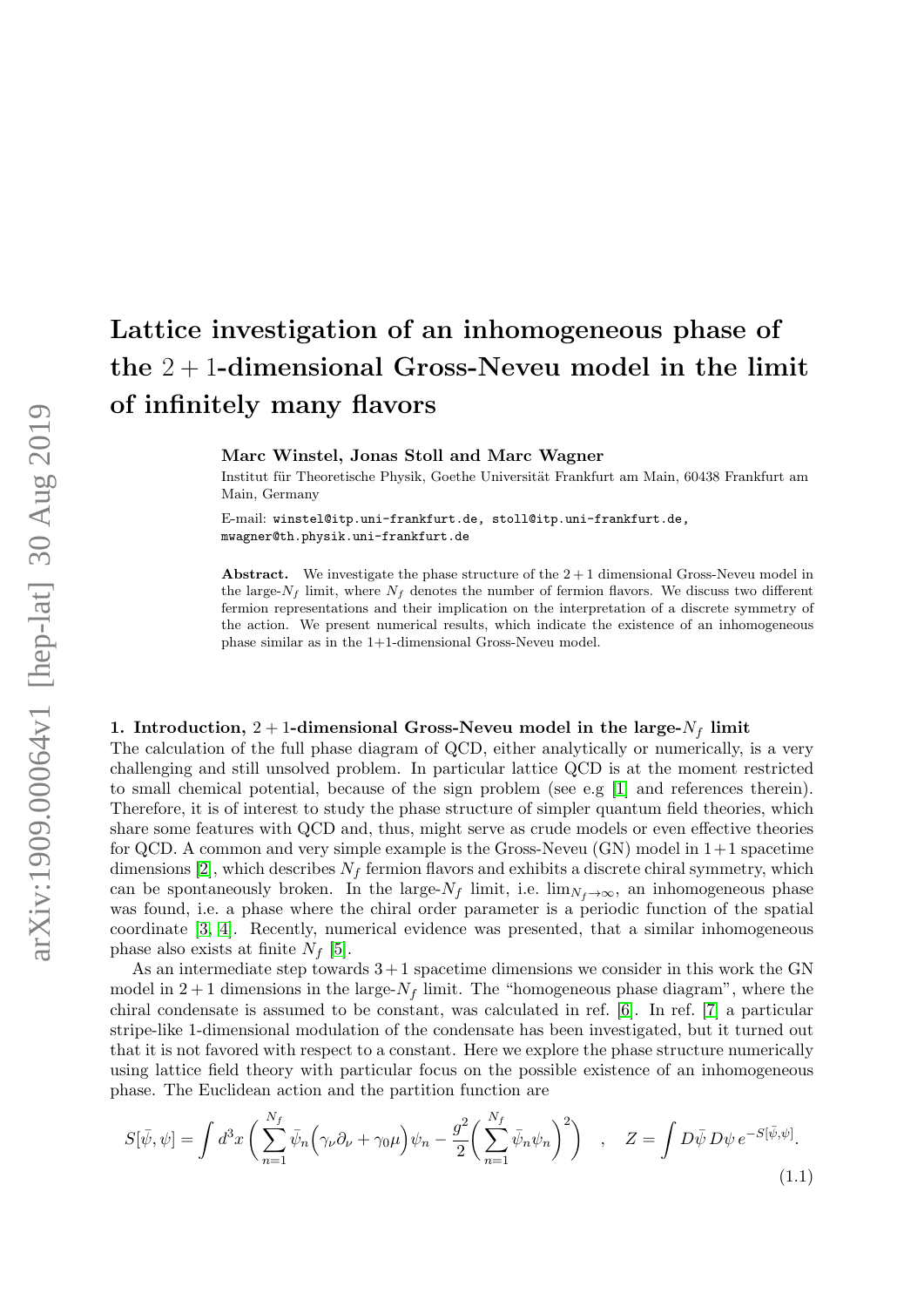# Lattice investigation of an inhomogeneous phase of the $2+1$-dimensional Gross-Neveu model in the limit of infinitely many flavors

**Marc Winstel, Jonas Stoll and Marc Wagner**

Institut für Theoretische Physik, Goethe Universität Frankfurt am Main, 60438 Frankfurt am Main, Germany

E-mail: winstel@itp.uni-frankfurt.de, stoll@itp.uni-frankfurt.de, mwagner@th.physik.uni-frankfurt.de

**Abstract.** We investigate the phase structure of the $2+1$ dimensional Gross-Neveu model in the large-$N_f$ limit, where $N_f$ denotes the number of fermion flavors. We discuss two different fermion representations and their implication on the interpretation of a discrete symmetry of the action. We present numerical results, which indicate the existence of an inhomogeneous phase similar as in the 1+1-dimensional Gross-Neveu model.

## 1. Introduction, $2+1$-dimensional Gross-Neveu model in the large-$N_f$ limit

The calculation of the full phase diagram of QCD, either analytically or numerically, is a very challenging and still unsolved problem. In particular lattice QCD is at the moment restricted to small chemical potential, because of the sign problem (see e.g [1] and references therein). Therefore, it is of interest to study the phase structure of simpler quantum field theories, which share some features with QCD and, thus, might serve as crude models or even effective theories for QCD. A common and very simple example is the Gross-Neveu (GN) model in 1+1 spacetime dimensions [2], which describes $N_f$ fermion flavors and exhibits a discrete chiral symmetry, which can be spontaneously broken. In the large-$N_f$ limit, i.e. $\lim_{N_f \to \infty}$, an inhomogeneous phase was found, i.e. a phase where the chiral order parameter is a periodic function of the spatial coordinate [3, 4]. Recently, numerical evidence was presented, that a similar inhomogeneous phase also exists at finite $N_f$ [5].

As an intermediate step towards $3+1$ spacetime dimensions we consider in this work the GN model in $2+1$ dimensions in the large-$N_f$ limit. The "homogeneous phase diagram", where the chiral condensate is assumed to be constant, was calculated in ref. [6]. In ref. [7] a particular stripe-like 1-dimensional modulation of the condensate has been investigated, but it turned out that it is not favored with respect to a constant. Here we explore the phase structure numerically using lattice field theory with particular focus on the possible existence of an inhomogeneous phase. The Euclidean action and the partition function are

$$S[\bar{\psi}, \psi] = \int d^3x \left( \sum_{n=1}^{N_f} \bar{\psi}_n \Big( \gamma_\nu \partial_\nu + \gamma_0 \mu \Big) \psi_n - \frac{g^2}{2} \Big( \sum_{n=1}^{N_f} \bar{\psi}_n \psi_n \Big)^2 \right) \quad , \quad Z = \int D\bar{\psi}\, D\psi\, e^{-S[\bar{\psi}, \psi]}. \tag{1.1}$$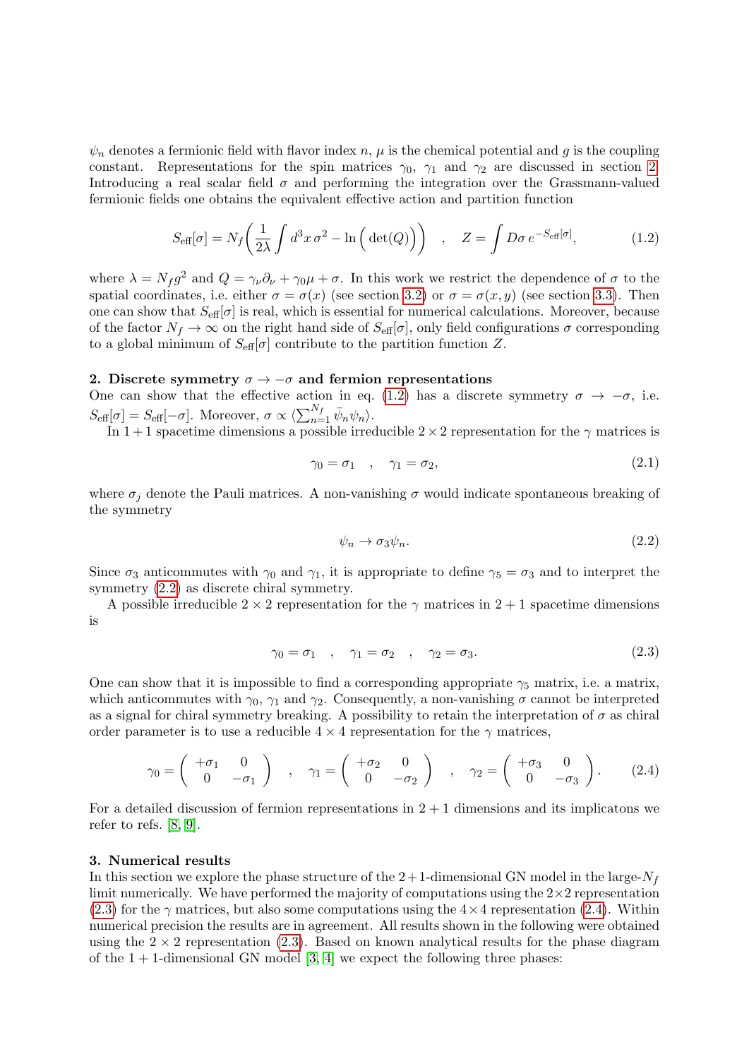$\psi_n$ denotes a fermionic field with flavor index $n$, $\mu$ is the chemical potential and $g$ is the coupling constant. Representations for the spin matrices $\gamma_0$, $\gamma_1$ and $\gamma_2$ are discussed in section 2. Introducing a real scalar field $\sigma$ and performing the integration over the Grassmann-valued fermionic fields one obtains the equivalent effective action and partition function

$$S_{\text{eff}}[\sigma] = N_f\bigg(\frac{1}{2\lambda}\int d^3x\,\sigma^2 - \ln\Big(\det(Q)\Big)\bigg) \quad , \quad Z = \int D\sigma\, e^{-S_{\text{eff}}[\sigma]}, \tag{1.2}$$

where $\lambda = N_f g^2$ and $Q = \gamma_\nu\partial_\nu + \gamma_0\mu + \sigma$. In this work we restrict the dependence of $\sigma$ to the spatial coordinates, i.e. either $\sigma = \sigma(x)$ (see section 3.2) or $\sigma = \sigma(x,y)$ (see section 3.3). Then one can show that $S_{\text{eff}}[\sigma]$ is real, which is essential for numerical calculations. Moreover, because of the factor $N_f \to \infty$ on the right hand side of $S_{\text{eff}}[\sigma]$, only field configurations $\sigma$ corresponding to a global minimum of $S_{\text{eff}}[\sigma]$ contribute to the partition function $Z$.

## 2. Discrete symmetry $\sigma \to -\sigma$ and fermion representations

One can show that the effective action in eq. (1.2) has a discrete symmetry $\sigma \to -\sigma$, i.e. $S_{\text{eff}}[\sigma] = S_{\text{eff}}[-\sigma]$. Moreover, $\sigma \propto \langle\sum_{n=1}^{N_f}\bar{\psi}_n\psi_n\rangle$.

In $1+1$ spacetime dimensions a possible irreducible $2\times 2$ representation for the $\gamma$ matrices is

$$\gamma_0 = \sigma_1 \quad , \quad \gamma_1 = \sigma_2, \tag{2.1}$$

where $\sigma_j$ denote the Pauli matrices. A non-vanishing $\sigma$ would indicate spontaneous breaking of the symmetry

$$\psi_n \to \sigma_3\psi_n. \tag{2.2}$$

Since $\sigma_3$ anticommutes with $\gamma_0$ and $\gamma_1$, it is appropriate to define $\gamma_5 = \sigma_3$ and to interpret the symmetry (2.2) as discrete chiral symmetry.

A possible irreducible $2\times 2$ representation for the $\gamma$ matrices in $2+1$ spacetime dimensions is

$$\gamma_0 = \sigma_1 \quad , \quad \gamma_1 = \sigma_2 \quad , \quad \gamma_2 = \sigma_3. \tag{2.3}$$

One can show that it is impossible to find a corresponding appropriate $\gamma_5$ matrix, i.e. a matrix, which anticommutes with $\gamma_0$, $\gamma_1$ and $\gamma_2$. Consequently, a non-vanishing $\sigma$ cannot be interpreted as a signal for chiral symmetry breaking. A possibility to retain the interpretation of $\sigma$ as chiral order parameter is to use a reducible $4\times 4$ representation for the $\gamma$ matrices,

$$\gamma_0 = \begin{pmatrix} +\sigma_1 & 0 \\ 0 & -\sigma_1 \end{pmatrix} \quad , \quad \gamma_1 = \begin{pmatrix} +\sigma_2 & 0 \\ 0 & -\sigma_2 \end{pmatrix} \quad , \quad \gamma_2 = \begin{pmatrix} +\sigma_3 & 0 \\ 0 & -\sigma_3 \end{pmatrix}. \tag{2.4}$$

For a detailed discussion of fermion representations in $2+1$ dimensions and its implicatons we refer to refs. [8, 9].

## 3. Numerical results

In this section we explore the phase structure of the $2+1$-dimensional GN model in the large-$N_f$ limit numerically. We have performed the majority of computations using the $2\times 2$ representation (2.3) for the $\gamma$ matrices, but also some computations using the $4\times 4$ representation (2.4). Within numerical precision the results are in agreement. All results shown in the following were obtained using the $2\times 2$ representation (2.3). Based on known analytical results for the phase diagram of the $1+1$-dimensional GN model [3, 4] we expect the following three phases: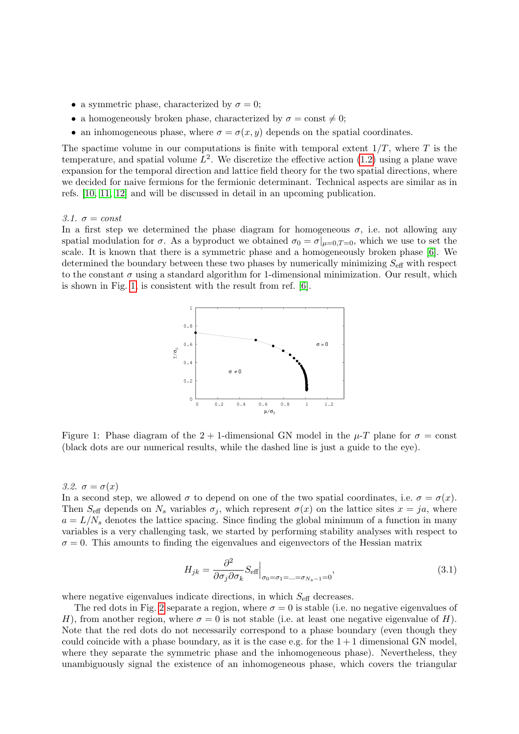- a symmetric phase, characterized by $\sigma = 0$;
- a homogeneously broken phase, characterized by $\sigma = \text{const} \neq 0$;
- an inhomogeneous phase, where $\sigma = \sigma(x, y)$ depends on the spatial coordinates.

The spactime volume in our computations is finite with temporal extent $1/T$, where $T$ is the temperature, and spatial volume $L^2$. We discretize the effective action (1.2) using a plane wave expansion for the temporal direction and lattice field theory for the two spatial directions, where we decided for naive fermions for the fermionic determinant. Technical aspects are similar as in refs. [10, 11, 12] and will be discussed in detail in an upcoming publication.

### 3.1. $\sigma = const$

In a first step we determined the phase diagram for homogeneous $\sigma$, i.e. not allowing any spatial modulation for $\sigma$. As a byproduct we obtained $\sigma_0 = \sigma|_{\mu=0,T=0}$, which we use to set the scale. It is known that there is a symmetric phase and a homogeneously broken phase [6]. We determined the boundary between these two phases by numerically minimizing $S_{\text{eff}}$ with respect to the constant $\sigma$ using a standard algorithm for 1-dimensional minimization. Our result, which is shown in Fig. 1, is consistent with the result from ref. [6].

Figure 1: Phase diagram of the 2 + 1-dimensional GN model in the $\mu$-$T$ plane for $\sigma = \text{const}$ (black dots are our numerical results, while the dashed line is just a guide to the eye).

### 3.2. $\sigma = \sigma(x)$

In a second step, we allowed $\sigma$ to depend on one of the two spatial coordinates, i.e. $\sigma = \sigma(x)$. Then $S_{\text{eff}}$ depends on $N_s$ variables $\sigma_j$, which represent $\sigma(x)$ on the lattice sites $x = ja$, where $a = L/N_s$ denotes the lattice spacing. Since finding the global minimum of a function in many variables is a very challenging task, we started by performing stability analyses with respect to $\sigma = 0$. This amounts to finding the eigenvalues and eigenvectors of the Hessian matrix

$$H_{jk} = \frac{\partial^2}{\partial \sigma_j \partial \sigma_k} S_{\text{eff}} \Big|_{\sigma_0 = \sigma_1 = \ldots = \sigma_{N_s - 1} = 0}, \tag{3.1}$$

where negative eigenvalues indicate directions, in which $S_{\text{eff}}$ decreases.

The red dots in Fig. 2 separate a region, where $\sigma = 0$ is stable (i.e. no negative eigenvalues of $H$), from another region, where $\sigma = 0$ is not stable (i.e. at least one negative eigenvalue of $H$). Note that the red dots do not necessarily correspond to a phase boundary (even though they could coincide with a phase boundary, as it is the case e.g. for the 1 + 1 dimensional GN model, where they separate the symmetric phase and the inhomogeneous phase). Nevertheless, they unambiguously signal the existence of an inhomogeneous phase, which covers the triangular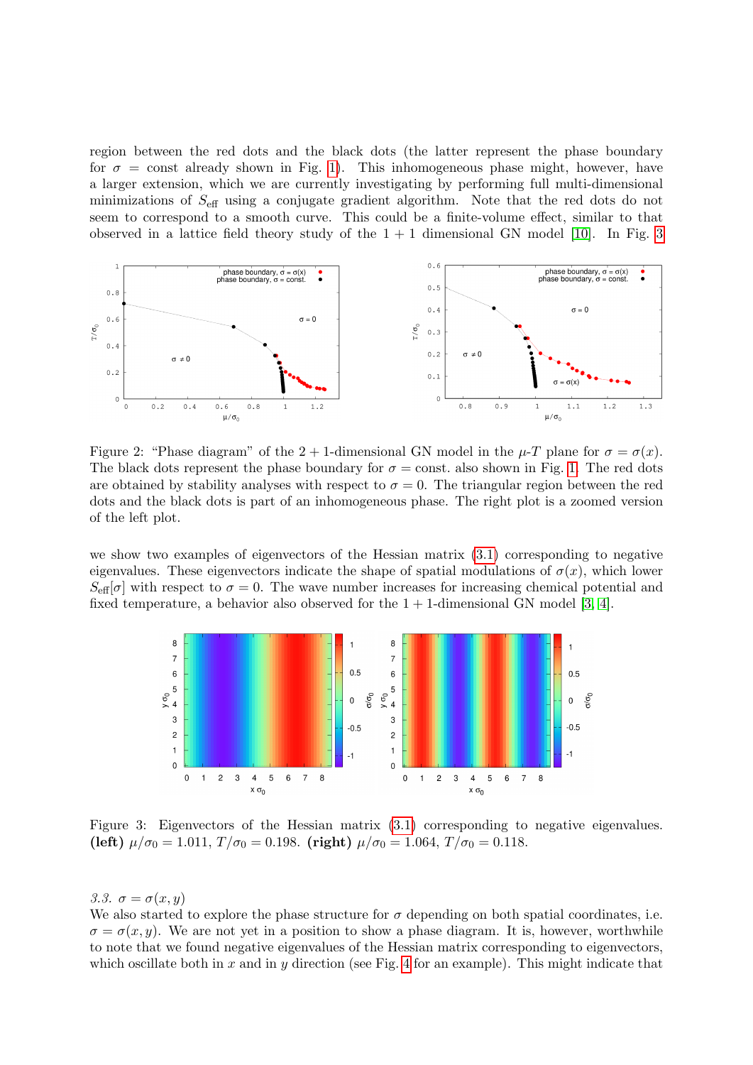region between the red dots and the black dots (the latter represent the phase boundary for $\sigma = \text{const}$ already shown in Fig. 1). This inhomogeneous phase might, however, have a larger extension, which we are currently investigating by performing full multi-dimensional minimizations of $S_{\text{eff}}$ using a conjugate gradient algorithm. Note that the red dots do not seem to correspond to a smooth curve. This could be a finite-volume effect, similar to that observed in a lattice field theory study of the $1+1$ dimensional GN model [10]. In Fig. 3

Figure 2: "Phase diagram" of the $2+1$-dimensional GN model in the $\mu$-$T$ plane for $\sigma = \sigma(x)$. The black dots represent the phase boundary for $\sigma = \text{const.}$ also shown in Fig. 1. The red dots are obtained by stability analyses with respect to $\sigma = 0$. The triangular region between the red dots and the black dots is part of an inhomogeneous phase. The right plot is a zoomed version of the left plot.

we show two examples of eigenvectors of the Hessian matrix (3.1) corresponding to negative eigenvalues. These eigenvectors indicate the shape of spatial modulations of $\sigma(x)$, which lower $S_{\text{eff}}[\sigma]$ with respect to $\sigma = 0$. The wave number increases for increasing chemical potential and fixed temperature, a behavior also observed for the $1+1$-dimensional GN model [3, 4].

Figure 3: Eigenvectors of the Hessian matrix (3.1) corresponding to negative eigenvalues. **(left)** $\mu/\sigma_0 = 1.011$, $T/\sigma_0 = 0.198$. **(right)** $\mu/\sigma_0 = 1.064$, $T/\sigma_0 = 0.118$.

*3.3. $\sigma = \sigma(x, y)$*

We also started to explore the phase structure for $\sigma$ depending on both spatial coordinates, i.e. $\sigma = \sigma(x, y)$. We are not yet in a position to show a phase diagram. It is, however, worthwhile to note that we found negative eigenvalues of the Hessian matrix corresponding to eigenvectors, which oscillate both in $x$ and in $y$ direction (see Fig. 4 for an example). This might indicate that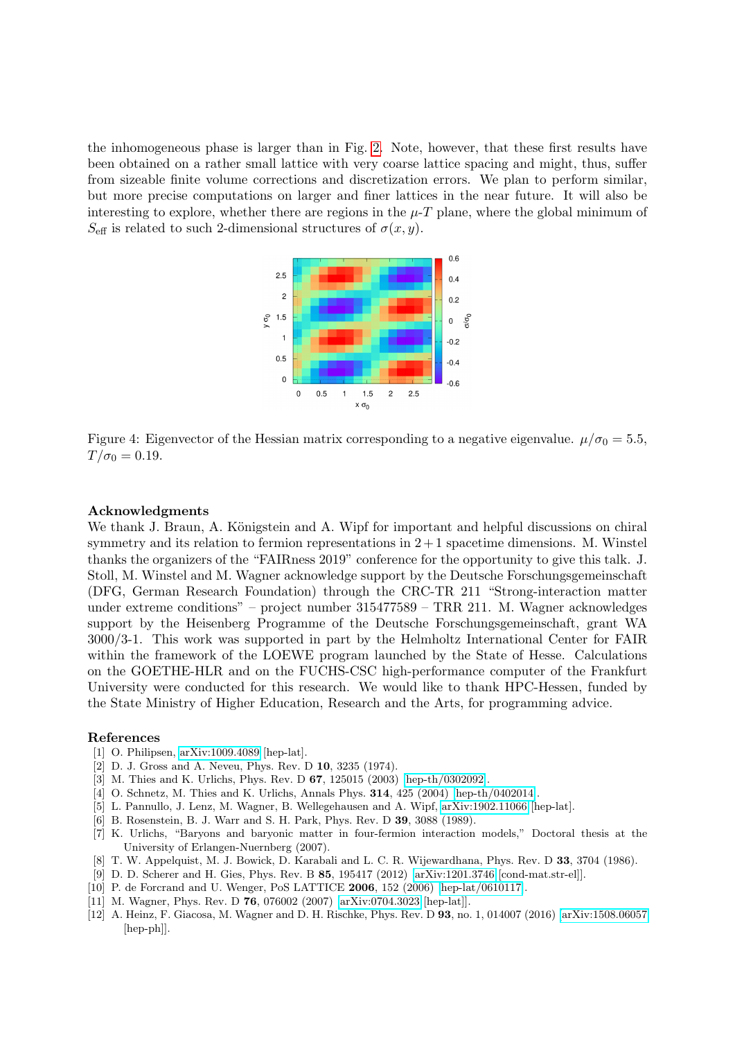the inhomogeneous phase is larger than in Fig. 2. Note, however, that these first results have been obtained on a rather small lattice with very coarse lattice spacing and might, thus, suffer from sizeable finite volume corrections and discretization errors. We plan to perform similar, but more precise computations on larger and finer lattices in the near future. It will also be interesting to explore, whether there are regions in the $\mu$-$T$ plane, where the global minimum of $S_{\text{eff}}$ is related to such 2-dimensional structures of $\sigma(x, y)$.

2.5
2
1.5
1
0.5
0
$y\,\sigma_0$
0 0.5 1 1.5 2 2.5
$x\,\sigma_0$
0.6
0.4
0.2
0
-0.2
-0.4
-0.6
$\sigma/\sigma_0$

Figure 4: Eigenvector of the Hessian matrix corresponding to a negative eigenvalue. $\mu/\sigma_0 = 5.5$, $T/\sigma_0 = 0.19$.

## Acknowledgments

We thank J. Braun, A. Königstein and A. Wipf for important and helpful discussions on chiral symmetry and its relation to fermion representations in $2+1$ spacetime dimensions. M. Winstel thanks the organizers of the "FAIRness 2019" conference for the opportunity to give this talk. J. Stoll, M. Winstel and M. Wagner acknowledge support by the Deutsche Forschungsgemeinschaft (DFG, German Research Foundation) through the CRC-TR 211 "Strong-interaction matter under extreme conditions" – project number 315477589 – TRR 211. M. Wagner acknowledges support by the Heisenberg Programme of the Deutsche Forschungsgemeinschaft, grant WA 3000/3-1. This work was supported in part by the Helmholtz International Center for FAIR within the framework of the LOEWE program launched by the State of Hesse. Calculations on the GOETHE-HLR and on the FUCHS-CSC high-performance computer of the Frankfurt University were conducted for this research. We would like to thank HPC-Hessen, funded by the State Ministry of Higher Education, Research and the Arts, for programming advice.

## References

[1] O. Philipsen, arXiv:1009.4089 [hep-lat].

[2] D. J. Gross and A. Neveu, Phys. Rev. D **10**, 3235 (1974).

[3] M. Thies and K. Urlichs, Phys. Rev. D **67**, 125015 (2003) [hep-th/0302092].

[4] O. Schnetz, M. Thies and K. Urlichs, Annals Phys. **314**, 425 (2004) [hep-th/0402014].

[5] L. Pannullo, J. Lenz, M. Wagner, B. Wellegehausen and A. Wipf, arXiv:1902.11066 [hep-lat].

[6] B. Rosenstein, B. J. Warr and S. H. Park, Phys. Rev. D **39**, 3088 (1989).

[7] K. Urlichs, "Baryons and baryonic matter in four-fermion interaction models," Doctoral thesis at the University of Erlangen-Nuernberg (2007).

[8] T. W. Appelquist, M. J. Bowick, D. Karabali and L. C. R. Wijewardhana, Phys. Rev. D **33**, 3704 (1986).

[9] D. D. Scherer and H. Gies, Phys. Rev. B **85**, 195417 (2012) [arXiv:1201.3746 [cond-mat.str-el]].

[10] P. de Forcrand and U. Wenger, PoS LATTICE **2006**, 152 (2006) [hep-lat/0610117].

[11] M. Wagner, Phys. Rev. D **76**, 076002 (2007) [arXiv:0704.3023 [hep-lat]].

[12] A. Heinz, F. Giacosa, M. Wagner and D. H. Rischke, Phys. Rev. D **93**, no. 1, 014007 (2016) [arXiv:1508.06057 [hep-ph]].